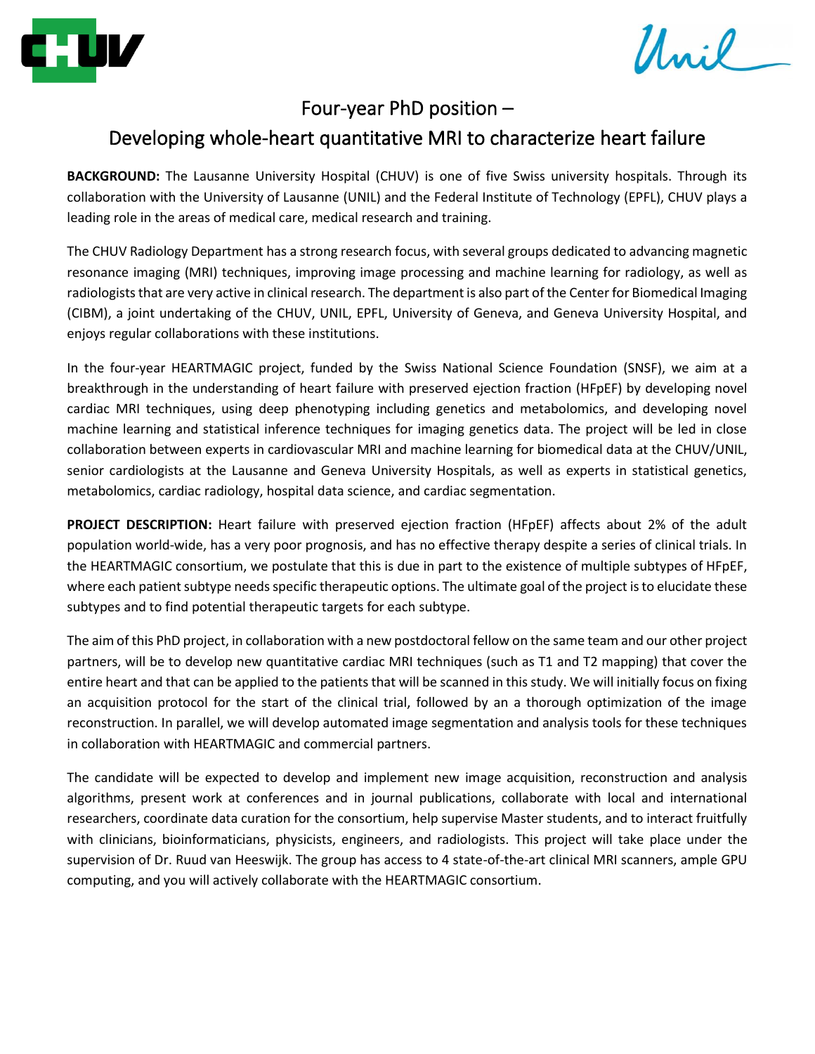# Four-year PhD position –
# Developing whole-heart quantitative MRI to characterize heart failure

**BACKGROUND:** The Lausanne University Hospital (CHUV) is one of five Swiss university hospitals. Through its collaboration with the University of Lausanne (UNIL) and the Federal Institute of Technology (EPFL), CHUV plays a leading role in the areas of medical care, medical research and training.

The CHUV Radiology Department has a strong research focus, with several groups dedicated to advancing magnetic resonance imaging (MRI) techniques, improving image processing and machine learning for radiology, as well as radiologists that are very active in clinical research. The department is also part of the Center for Biomedical Imaging (CIBM), a joint undertaking of the CHUV, UNIL, EPFL, University of Geneva, and Geneva University Hospital, and enjoys regular collaborations with these institutions.

In the four-year HEARTMAGIC project, funded by the Swiss National Science Foundation (SNSF), we aim at a breakthrough in the understanding of heart failure with preserved ejection fraction (HFpEF) by developing novel cardiac MRI techniques, using deep phenotyping including genetics and metabolomics, and developing novel machine learning and statistical inference techniques for imaging genetics data. The project will be led in close collaboration between experts in cardiovascular MRI and machine learning for biomedical data at the CHUV/UNIL, senior cardiologists at the Lausanne and Geneva University Hospitals, as well as experts in statistical genetics, metabolomics, cardiac radiology, hospital data science, and cardiac segmentation.

**PROJECT DESCRIPTION:** Heart failure with preserved ejection fraction (HFpEF) affects about 2% of the adult population world-wide, has a very poor prognosis, and has no effective therapy despite a series of clinical trials. In the HEARTMAGIC consortium, we postulate that this is due in part to the existence of multiple subtypes of HFpEF, where each patient subtype needs specific therapeutic options. The ultimate goal of the project is to elucidate these subtypes and to find potential therapeutic targets for each subtype.

The aim of this PhD project, in collaboration with a new postdoctoral fellow on the same team and our other project partners, will be to develop new quantitative cardiac MRI techniques (such as T1 and T2 mapping) that cover the entire heart and that can be applied to the patients that will be scanned in this study. We will initially focus on fixing an acquisition protocol for the start of the clinical trial, followed by an a thorough optimization of the image reconstruction. In parallel, we will develop automated image segmentation and analysis tools for these techniques in collaboration with HEARTMAGIC and commercial partners.

The candidate will be expected to develop and implement new image acquisition, reconstruction and analysis algorithms, present work at conferences and in journal publications, collaborate with local and international researchers, coordinate data curation for the consortium, help supervise Master students, and to interact fruitfully with clinicians, bioinformaticians, physicists, engineers, and radiologists. This project will take place under the supervision of Dr. Ruud van Heeswijk. The group has access to 4 state-of-the-art clinical MRI scanners, ample GPU computing, and you will actively collaborate with the HEARTMAGIC consortium.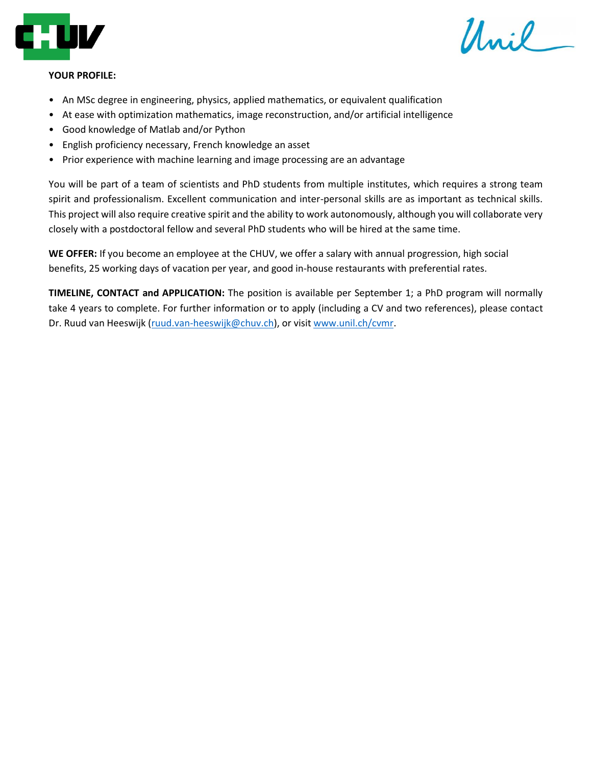**YOUR PROFILE:**

- An MSc degree in engineering, physics, applied mathematics, or equivalent qualification
- At ease with optimization mathematics, image reconstruction, and/or artificial intelligence
- Good knowledge of Matlab and/or Python
- English proficiency necessary, French knowledge an asset
- Prior experience with machine learning and image processing are an advantage

You will be part of a team of scientists and PhD students from multiple institutes, which requires a strong team spirit and professionalism. Excellent communication and inter-personal skills are as important as technical skills. This project will also require creative spirit and the ability to work autonomously, although you will collaborate very closely with a postdoctoral fellow and several PhD students who will be hired at the same time.

**WE OFFER:** If you become an employee at the CHUV, we offer a salary with annual progression, high social benefits, 25 working days of vacation per year, and good in-house restaurants with preferential rates.

**TIMELINE, CONTACT and APPLICATION:** The position is available per September 1; a PhD program will normally take 4 years to complete. For further information or to apply (including a CV and two references), please contact Dr. Ruud van Heeswijk (ruud.van-heeswijk@chuv.ch), or visit www.unil.ch/cvmr.